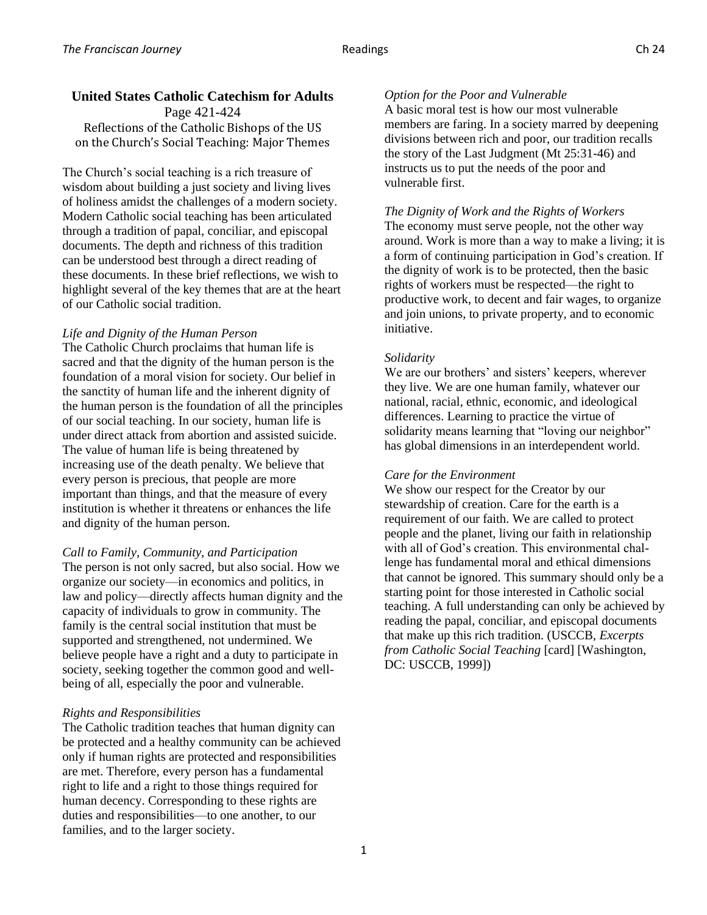# United States Catholic Catechism for Adults

Page 421-424

Reflections of the Catholic Bishops of the US on the Church's Social Teaching: Major Themes

The Church's social teaching is a rich treasure of wisdom about building a just society and living lives of holiness amidst the challenges of a modern society. Modern Catholic social teaching has been articulated through a tradition of papal, conciliar, and episcopal documents. The depth and richness of this tradition can be understood best through a direct reading of these documents. In these brief reflections, we wish to highlight several of the key themes that are at the heart of our Catholic social tradition.

*Life and Dignity of the Human Person*

The Catholic Church proclaims that human life is sacred and that the dignity of the human person is the foundation of a moral vision for society. Our belief in the sanctity of human life and the inherent dignity of the human person is the foundation of all the principles of our social teaching. In our society, human life is under direct attack from abortion and assisted suicide. The value of human life is being threatened by increasing use of the death penalty. We believe that every person is precious, that people are more important than things, and that the measure of every institution is whether it threatens or enhances the life and dignity of the human person.

*Call to Family, Community, and Participation*

The person is not only sacred, but also social. How we organize our society—in economics and politics, in law and policy—directly affects human dignity and the capacity of individuals to grow in community. The family is the central social institution that must be supported and strengthened, not undermined. We believe people have a right and a duty to participate in society, seeking together the common good and well-being of all, especially the poor and vulnerable.

*Rights and Responsibilities*

The Catholic tradition teaches that human dignity can be protected and a healthy community can be achieved only if human rights are protected and responsibilities are met. Therefore, every person has a fundamental right to life and a right to those things required for human decency. Corresponding to these rights are duties and responsibilities—to one another, to our families, and to the larger society.

*Option for the Poor and Vulnerable*

A basic moral test is how our most vulnerable members are faring. In a society marred by deepening divisions between rich and poor, our tradition recalls the story of the Last Judgment (Mt 25:31-46) and instructs us to put the needs of the poor and vulnerable first.

*The Dignity of Work and the Rights of Workers*

The economy must serve people, not the other way around. Work is more than a way to make a living; it is a form of continuing participation in God's creation. If the dignity of work is to be protected, then the basic rights of workers must be respected—the right to productive work, to decent and fair wages, to organize and join unions, to private property, and to economic initiative.

*Solidarity*

We are our brothers' and sisters' keepers, wherever they live. We are one human family, whatever our national, racial, ethnic, economic, and ideological differences. Learning to practice the virtue of solidarity means learning that "loving our neighbor" has global dimensions in an interdependent world.

*Care for the Environment*

We show our respect for the Creator by our stewardship of creation. Care for the earth is a requirement of our faith. We are called to protect people and the planet, living our faith in relationship with all of God's creation. This environmental challenge has fundamental moral and ethical dimensions that cannot be ignored. This summary should only be a starting point for those interested in Catholic social teaching. A full understanding can only be achieved by reading the papal, conciliar, and episcopal documents that make up this rich tradition. (USCCB, *Excerpts from Catholic Social Teaching* [card] [Washington, DC: USCCB, 1999])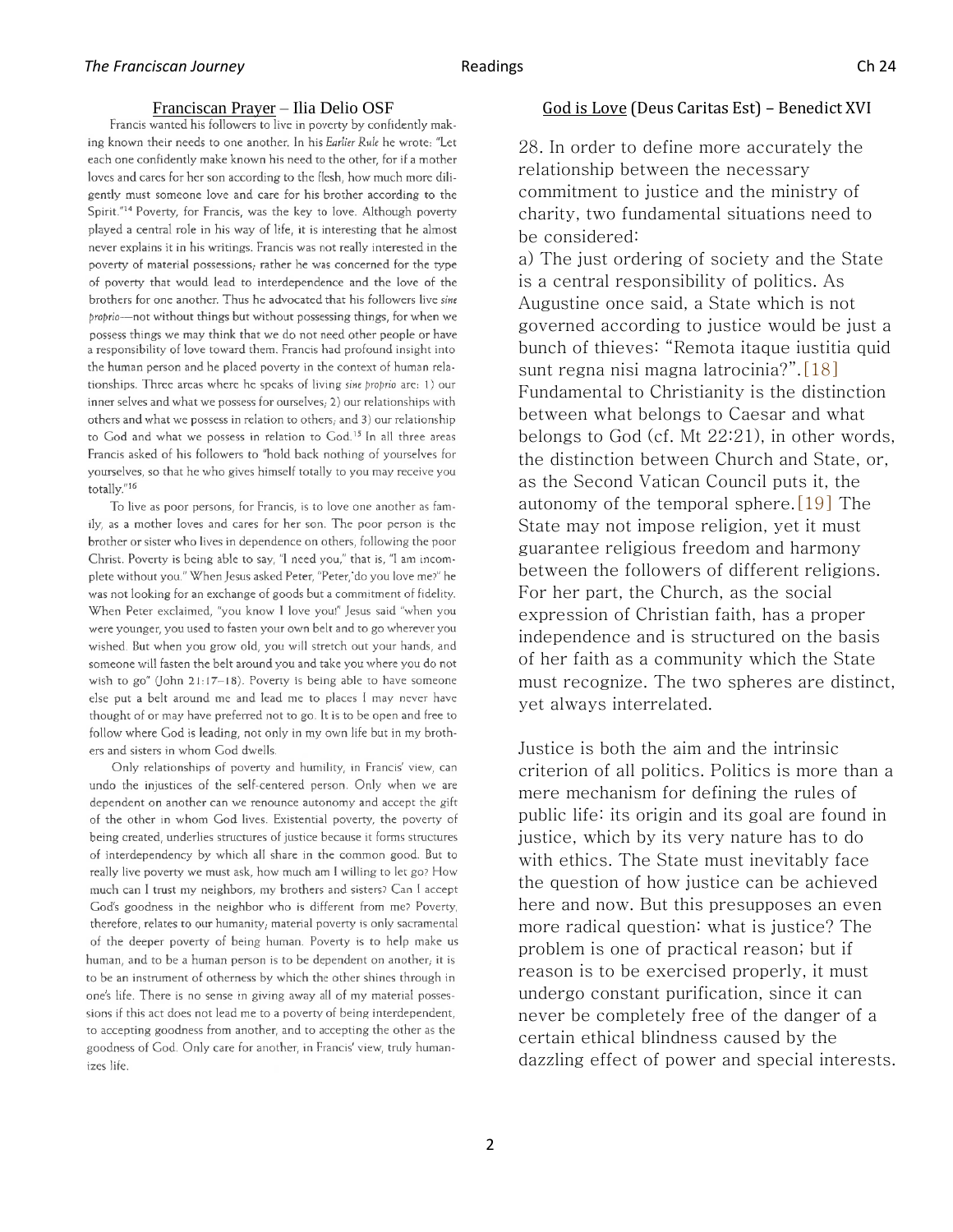## Franciscan Prayer – Ilia Delio OSF

Francis wanted his followers to live in poverty by confidently making known their needs to one another. In his *Earlier Rule* he wrote: "Let each one confidently make known his need to the other, for if a mother loves and cares for her son according to the flesh, how much more diligently must someone love and care for his brother according to the Spirit."[14] Poverty, for Francis, was the key to love. Although poverty played a central role in his way of life, it is interesting that he almost never explains it in his writings. Francis was not really interested in the poverty of material possessions; rather he was concerned for the type of poverty that would lead to interdependence and the love of the brothers for one another. Thus he advocated that his followers live *sine proprio*—not without things but without possessing things, for when we possess things we may think that we do not need other people or have a responsibility of love toward them. Francis had profound insight into the human person and he placed poverty in the context of human relationships. Three areas where he speaks of living *sine proprio* are: 1) our inner selves and what we possess for ourselves; 2) our relationships with others and what we possess in relation to others; and 3) our relationship to God and what we possess in relation to God.[15] In all three areas Francis asked of his followers to "hold back nothing of yourselves for yourselves, so that he who gives himself totally to you may receive you totally."[16]

To live as poor persons, for Francis, is to love one another as family, as a mother loves and cares for her son. The poor person is the brother or sister who lives in dependence on others, following the poor Christ. Poverty is being able to say, "I need you," that is, "I am incomplete without you." When Jesus asked Peter, "Peter, do you love me?" he was not looking for an exchange of goods but a commitment of fidelity. When Peter exclaimed, "you know I love you!" Jesus said "when you were younger, you used to fasten your own belt and to go wherever you wished. But when you grow old, you will stretch out your hands, and someone will fasten the belt around you and take you where you do not wish to go" (John 21:17–18). Poverty is being able to have someone else put a belt around me and lead me to places I may never have thought of or may have preferred not to go. It is to be open and free to follow where God is leading, not only in my own life but in my brothers and sisters in whom God dwells.

Only relationships of poverty and humility, in Francis' view, can undo the injustices of the self-centered person. Only when we are dependent on another can we renounce autonomy and accept the gift of the other in whom God lives. Existential poverty, the poverty of being created, underlies structures of justice because it forms structures of interdependency by which all share in the common good. But to really live poverty we must ask, how much am I willing to let go? How much can I trust my neighbors, my brothers and sisters? Can I accept God's goodness in the neighbor who is different from me? Poverty, therefore, relates to our humanity; material poverty is only sacramental of the deeper poverty of being human. Poverty is to help make us human, and to be a human person is to be dependent on another; it is to be an instrument of otherness by which the other shines through in one's life. There is no sense in giving away all of my material possessions if this act does not lead me to a poverty of being interdependent, to accepting goodness from another, and to accepting the other as the goodness of God. Only care for another, in Francis' view, truly humanizes life.

## God is Love (Deus Caritas Est) – Benedict XVI

28. In order to define more accurately the relationship between the necessary commitment to justice and the ministry of charity, two fundamental situations need to be considered:

a) The just ordering of society and the State is a central responsibility of politics. As Augustine once said, a State which is not governed according to justice would be just a bunch of thieves: "Remota itaque iustitia quid sunt regna nisi magna latrocinia?".[18] Fundamental to Christianity is the distinction between what belongs to Caesar and what belongs to God (cf. Mt 22:21), in other words, the distinction between Church and State, or, as the Second Vatican Council puts it, the autonomy of the temporal sphere.[19] The State may not impose religion, yet it must guarantee religious freedom and harmony between the followers of different religions. For her part, the Church, as the social expression of Christian faith, has a proper independence and is structured on the basis of her faith as a community which the State must recognize. The two spheres are distinct, yet always interrelated.

Justice is both the aim and the intrinsic criterion of all politics. Politics is more than a mere mechanism for defining the rules of public life: its origin and its goal are found in justice, which by its very nature has to do with ethics. The State must inevitably face the question of how justice can be achieved here and now. But this presupposes an even more radical question: what is justice? The problem is one of practical reason; but if reason is to be exercised properly, it must undergo constant purification, since it can never be completely free of the danger of a certain ethical blindness caused by the dazzling effect of power and special interests.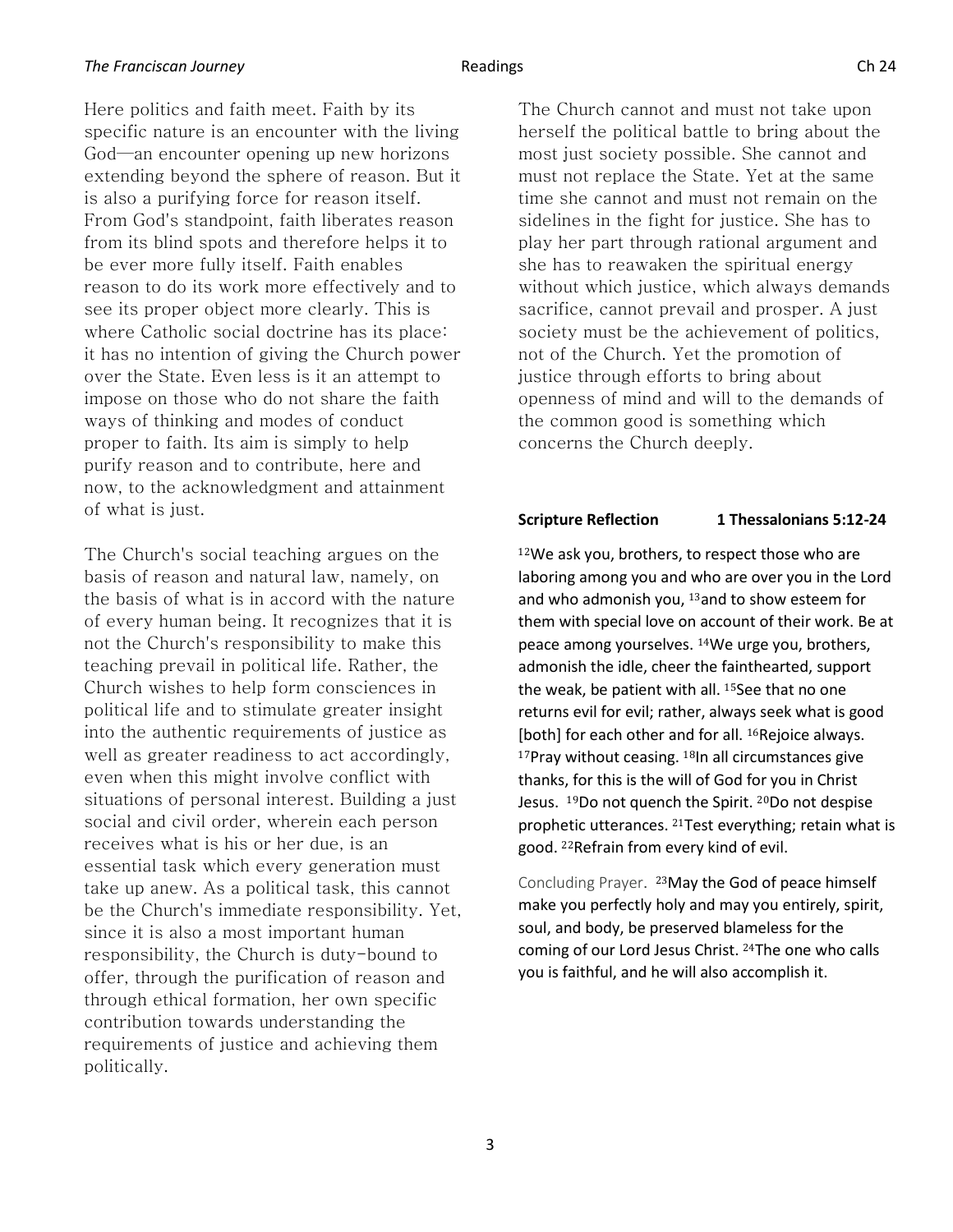Here politics and faith meet. Faith by its specific nature is an encounter with the living God—an encounter opening up new horizons extending beyond the sphere of reason. But it is also a purifying force for reason itself. From God's standpoint, faith liberates reason from its blind spots and therefore helps it to be ever more fully itself. Faith enables reason to do its work more effectively and to see its proper object more clearly. This is where Catholic social doctrine has its place: it has no intention of giving the Church power over the State. Even less is it an attempt to impose on those who do not share the faith ways of thinking and modes of conduct proper to faith. Its aim is simply to help purify reason and to contribute, here and now, to the acknowledgment and attainment of what is just.

The Church's social teaching argues on the basis of reason and natural law, namely, on the basis of what is in accord with the nature of every human being. It recognizes that it is not the Church's responsibility to make this teaching prevail in political life. Rather, the Church wishes to help form consciences in political life and to stimulate greater insight into the authentic requirements of justice as well as greater readiness to act accordingly, even when this might involve conflict with situations of personal interest. Building a just social and civil order, wherein each person receives what is his or her due, is an essential task which every generation must take up anew. As a political task, this cannot be the Church's immediate responsibility. Yet, since it is also a most important human responsibility, the Church is duty-bound to offer, through the purification of reason and through ethical formation, her own specific contribution towards understanding the requirements of justice and achieving them politically.

The Church cannot and must not take upon herself the political battle to bring about the most just society possible. She cannot and must not replace the State. Yet at the same time she cannot and must not remain on the sidelines in the fight for justice. She has to play her part through rational argument and she has to reawaken the spiritual energy without which justice, which always demands sacrifice, cannot prevail and prosper. A just society must be the achievement of politics, not of the Church. Yet the promotion of justice through efforts to bring about openness of mind and will to the demands of the common good is something which concerns the Church deeply.

**Scripture Reflection 1 Thessalonians 5:12-24**

[12]We ask you, brothers, to respect those who are laboring among you and who are over you in the Lord and who admonish you, [13]and to show esteem for them with special love on account of their work. Be at peace among yourselves. [14]We urge you, brothers, admonish the idle, cheer the fainthearted, support the weak, be patient with all. [15]See that no one returns evil for evil; rather, always seek what is good [both] for each other and for all. [16]Rejoice always. [17]Pray without ceasing. [18]In all circumstances give thanks, for this is the will of God for you in Christ Jesus. [19]Do not quench the Spirit. [20]Do not despise prophetic utterances. [21]Test everything; retain what is good. [22]Refrain from every kind of evil.

Concluding Prayer. [23]May the God of peace himself make you perfectly holy and may you entirely, spirit, soul, and body, be preserved blameless for the coming of our Lord Jesus Christ. [24]The one who calls you is faithful, and he will also accomplish it.